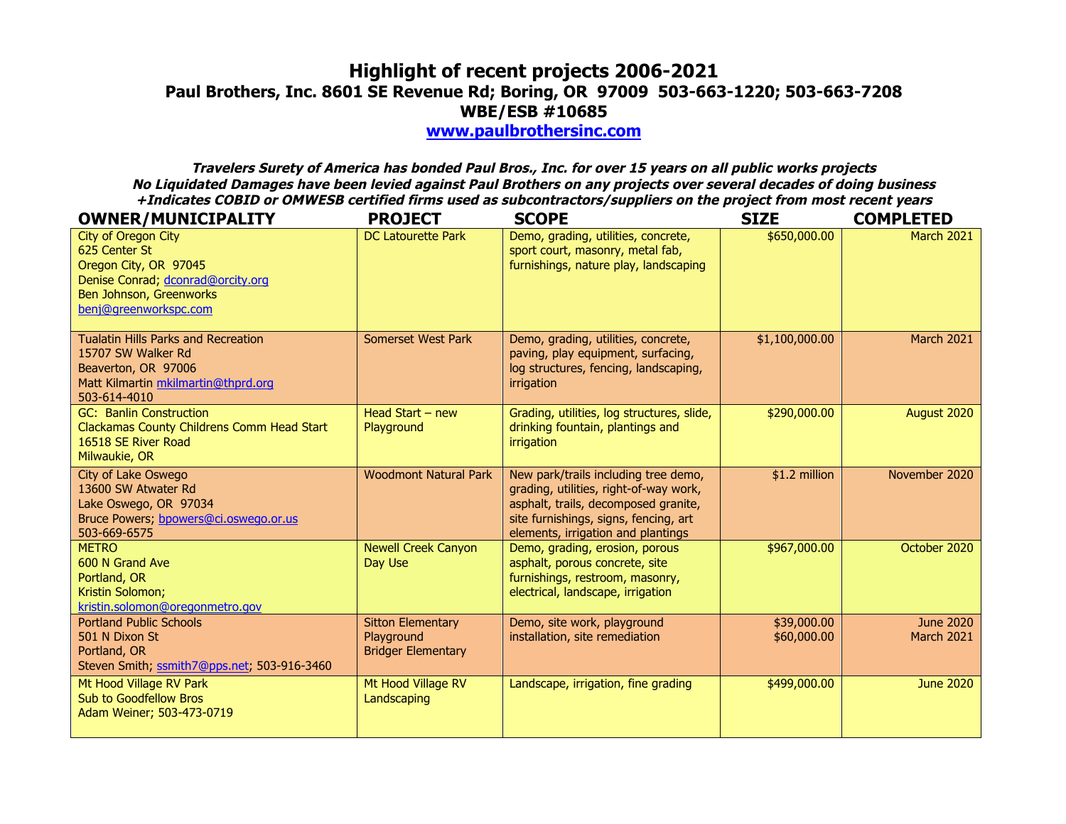# Highlight of recent projects 2006-2021

## Paul Brothers, Inc. 8601 SE Revenue Rd; Boring, OR 97009 503-663-1220; 503-663-7208

## WBE/ESB #10685

## [www.paulbrothersinc.com](http://www.paulbrothersinc.com)

***Travelers Surety of America has bonded Paul Bros., Inc. for over 15 years on all public works projects***
***No Liquidated Damages have been levied against Paul Brothers on any projects over several decades of doing business***
***+Indicates COBID or OMWESB certified firms used as subcontractors/suppliers on the project from most recent years***

| OWNER/MUNICIPALITY | PROJECT | SCOPE | SIZE | COMPLETED |
|---|---|---|---|---|
| City of Oregon City<br>625 Center St<br>Oregon City, OR 97045<br>Denise Conrad; dconrad@orcity.org<br>Ben Johnson, Greenworks<br>benj@greenworkspc.com | DC Latourette Park | Demo, grading, utilities, concrete, sport court, masonry, metal fab, furnishings, nature play, landscaping | $650,000.00 | March 2021 |
| Tualatin Hills Parks and Recreation<br>15707 SW Walker Rd<br>Beaverton, OR 97006<br>Matt Kilmartin mkilmartin@thprd.org<br>503-614-4010 | Somerset West Park | Demo, grading, utilities, concrete, paving, play equipment, surfacing, log structures, fencing, landscaping, irrigation | $1,100,000.00 | March 2021 |
| GC: Banlin Construction<br>Clackamas County Childrens Comm Head Start<br>16518 SE River Road<br>Milwaukie, OR | Head Start – new Playground | Grading, utilities, log structures, slide, drinking fountain, plantings and irrigation | $290,000.00 | August 2020 |
| City of Lake Oswego<br>13600 SW Atwater Rd<br>Lake Oswego, OR 97034<br>Bruce Powers; bpowers@ci.oswego.or.us<br>503-669-6575 | Woodmont Natural Park | New park/trails including tree demo, grading, utilities, right-of-way work, asphalt, trails, decomposed granite, site furnishings, signs, fencing, art elements, irrigation and plantings | $1.2 million | November 2020 |
| METRO<br>600 N Grand Ave<br>Portland, OR<br>Kristin Solomon;<br>kristin.solomon@oregonmetro.gov | Newell Creek Canyon Day Use | Demo, grading, erosion, porous asphalt, porous concrete, site furnishings, restroom, masonry, electrical, landscape, irrigation | $967,000.00 | October 2020 |
| Portland Public Schools<br>501 N Dixon St<br>Portland, OR<br>Steven Smith; ssmith7@pps.net; 503-916-3460 | Sitton Elementary Playground<br>Bridger Elementary | Demo, site work, playground installation, site remediation | $39,000.00<br>$60,000.00 | June 2020<br>March 2021 |
| Mt Hood Village RV Park<br>Sub to Goodfellow Bros<br>Adam Weiner; 503-473-0719 | Mt Hood Village RV Landscaping | Landscape, irrigation, fine grading | $499,000.00 | June 2020 |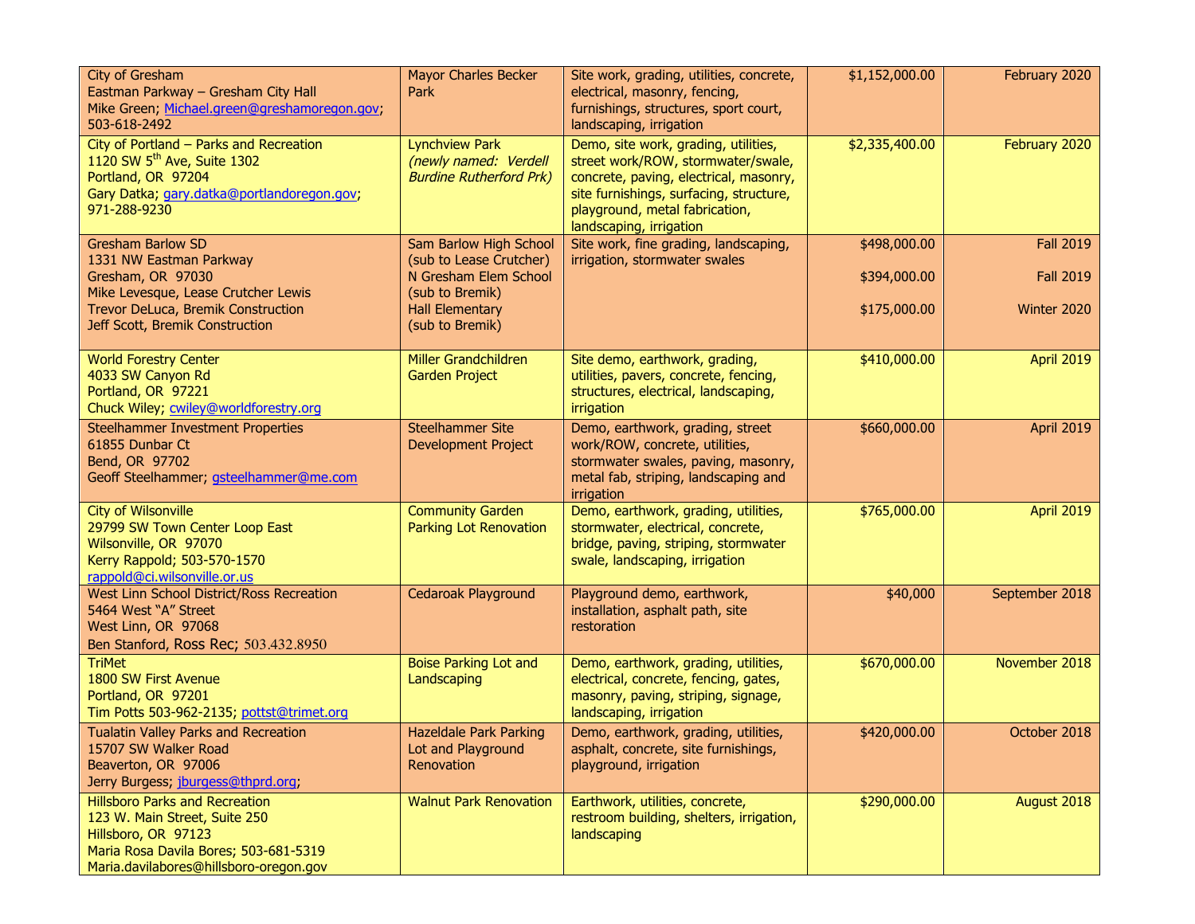| | | | | |
|---|---|---|---|---|
| City of Gresham<br>Eastman Parkway – Gresham City Hall<br>Mike Green; Michael.green@greshamoregon.gov;<br>503-618-2492 | Mayor Charles Becker Park | Site work, grading, utilities, concrete, electrical, masonry, fencing, furnishings, structures, sport court, landscaping, irrigation | $1,152,000.00 | February 2020 |
| City of Portland – Parks and Recreation<br>1120 SW 5th Ave, Suite 1302<br>Portland, OR 97204<br>Gary Datka; gary.datka@portlandoregon.gov;<br>971-288-9230 | Lynchview Park<br>*(newly named: Verdell Burdine Rutherford Prk)* | Demo, site work, grading, utilities, street work/ROW, stormwater/swale, concrete, paving, electrical, masonry, site furnishings, surfacing, structure, playground, metal fabrication, landscaping, irrigation | $2,335,400.00 | February 2020 |
| Gresham Barlow SD<br>1331 NW Eastman Parkway<br>Gresham, OR 97030<br>Mike Levesque, Lease Crutcher Lewis<br>Trevor DeLuca, Bremik Construction<br>Jeff Scott, Bremik Construction | Sam Barlow High School (sub to Lease Crutcher)<br>N Gresham Elem School (sub to Bremik)<br>Hall Elementary (sub to Bremik) | Site work, fine grading, landscaping, irrigation, stormwater swales | $498,000.00<br>$394,000.00<br>$175,000.00 | Fall 2019<br>Fall 2019<br>Winter 2020 |
| World Forestry Center<br>4033 SW Canyon Rd<br>Portland, OR 97221<br>Chuck Wiley; cwiley@worldforestry.org | Miller Grandchildren Garden Project | Site demo, earthwork, grading, utilities, pavers, concrete, fencing, structures, electrical, landscaping, irrigation | $410,000.00 | April 2019 |
| Steelhammer Investment Properties<br>61855 Dunbar Ct<br>Bend, OR 97702<br>Geoff Steelhammer; gsteelhammer@me.com | Steelhammer Site Development Project | Demo, earthwork, grading, street work/ROW, concrete, utilities, stormwater swales, paving, masonry, metal fab, striping, landscaping and irrigation | $660,000.00 | April 2019 |
| City of Wilsonville<br>29799 SW Town Center Loop East<br>Wilsonville, OR 97070<br>Kerry Rappold; 503-570-1570<br>rappold@ci.wilsonville.or.us | Community Garden Parking Lot Renovation | Demo, earthwork, grading, utilities, stormwater, electrical, concrete, bridge, paving, striping, stormwater swale, landscaping, irrigation | $765,000.00 | April 2019 |
| West Linn School District/Ross Recreation<br>5464 West "A" Street<br>West Linn, OR 97068<br>Ben Stanford, Ross Rec; 503.432.8950 | Cedaroak Playground | Playground demo, earthwork, installation, asphalt path, site restoration | $40,000 | September 2018 |
| TriMet<br>1800 SW First Avenue<br>Portland, OR 97201<br>Tim Potts 503-962-2135; pottst@trimet.org | Boise Parking Lot and Landscaping | Demo, earthwork, grading, utilities, electrical, concrete, fencing, gates, masonry, paving, striping, signage, landscaping, irrigation | $670,000.00 | November 2018 |
| Tualatin Valley Parks and Recreation<br>15707 SW Walker Road<br>Beaverton, OR 97006<br>Jerry Burgess; jburgess@thprd.org; | Hazeldale Park Parking Lot and Playground Renovation | Demo, earthwork, grading, utilities, asphalt, concrete, site furnishings, playground, irrigation | $420,000.00 | October 2018 |
| Hillsboro Parks and Recreation<br>123 W. Main Street, Suite 250<br>Hillsboro, OR 97123<br>Maria Rosa Davila Bores; 503-681-5319<br>Maria.davilabores@hillsboro-oregon.gov | Walnut Park Renovation | Earthwork, utilities, concrete, restroom building, shelters, irrigation, landscaping | $290,000.00 | August 2018 |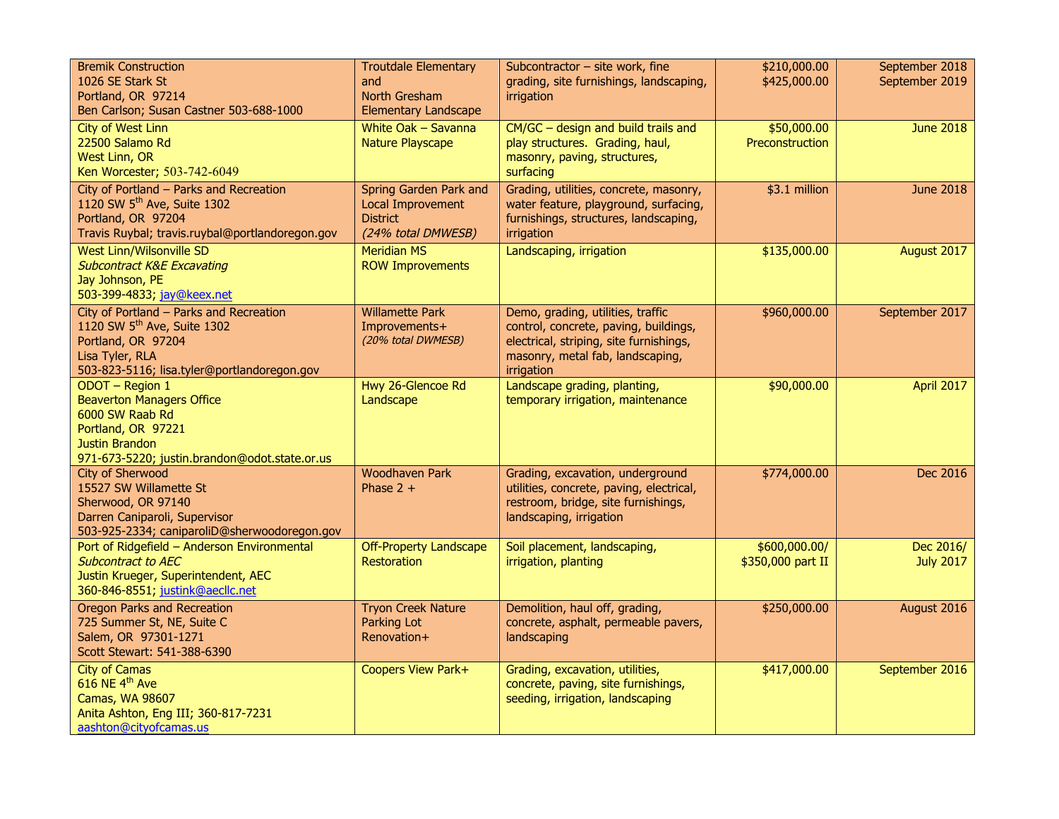| Bremik Construction<br>1026 SE Stark St<br>Portland, OR 97214<br>Ben Carlson; Susan Castner 503-688-1000 | Troutdale Elementary and<br>North Gresham Elementary Landscape | Subcontractor – site work, fine grading, site furnishings, landscaping, irrigation | $210,000.00<br>$425,000.00 | September 2018<br>September 2019 |
|---|---|---|---|---|
| City of West Linn<br>22500 Salamo Rd<br>West Linn, OR<br>Ken Worcester; 503-742-6049 | White Oak – Savanna Nature Playscape | CM/GC – design and build trails and play structures. Grading, haul, masonry, paving, structures, surfacing | $50,000.00<br>Preconstruction | June 2018 |
| City of Portland – Parks and Recreation<br>1120 SW 5th Ave, Suite 1302<br>Portland, OR 97204<br>Travis Ruybal; travis.ruybal@portlandoregon.gov | Spring Garden Park and Local Improvement District<br>*(24% total DMWESB)* | Grading, utilities, concrete, masonry, water feature, playground, surfacing, furnishings, structures, landscaping, irrigation | $3.1 million | June 2018 |
| West Linn/Wilsonville SD<br>*Subcontract K&E Excavating*<br>Jay Johnson, PE<br>503-399-4833; jay@keex.net | Meridian MS<br>ROW Improvements | Landscaping, irrigation | $135,000.00 | August 2017 |
| City of Portland – Parks and Recreation<br>1120 SW 5th Ave, Suite 1302<br>Portland, OR 97204<br>Lisa Tyler, RLA<br>503-823-5116; lisa.tyler@portlandoregon.gov | Willamette Park Improvements+<br>*(20% total DWMESB)* | Demo, grading, utilities, traffic control, concrete, paving, buildings, electrical, striping, site furnishings, masonry, metal fab, landscaping, irrigation | $960,000.00 | September 2017 |
| ODOT – Region 1<br>Beaverton Managers Office<br>6000 SW Raab Rd<br>Portland, OR 97221<br>Justin Brandon<br>971-673-5220; justin.brandon@odot.state.or.us | Hwy 26-Glencoe Rd Landscape | Landscape grading, planting, temporary irrigation, maintenance | $90,000.00 | April 2017 |
| City of Sherwood<br>15527 SW Willamette St<br>Sherwood, OR 97140<br>Darren Caniparoli, Supervisor<br>503-925-2334; caniparoliD@sherwoodoregon.gov | Woodhaven Park Phase 2 + | Grading, excavation, underground utilities, concrete, paving, electrical, restroom, bridge, site furnishings, landscaping, irrigation | $774,000.00 | Dec 2016 |
| Port of Ridgefield – Anderson Environmental<br>*Subcontract to AEC*<br>Justin Krueger, Superintendent, AEC<br>360-846-8551; justink@aecllc.net | Off-Property Landscape Restoration | Soil placement, landscaping, irrigation, planting | $600,000.00/<br>$350,000 part II | Dec 2016/<br>July 2017 |
| Oregon Parks and Recreation<br>725 Summer St, NE, Suite C<br>Salem, OR 97301-1271<br>Scott Stewart: 541-388-6390 | Tryon Creek Nature Parking Lot Renovation+ | Demolition, haul off, grading, concrete, asphalt, permeable pavers, landscaping | $250,000.00 | August 2016 |
| City of Camas<br>616 NE 4th Ave<br>Camas, WA 98607<br>Anita Ashton, Eng III; 360-817-7231<br>aashton@cityofcamas.us | Coopers View Park+ | Grading, excavation, utilities, concrete, paving, site furnishings, seeding, irrigation, landscaping | $417,000.00 | September 2016 |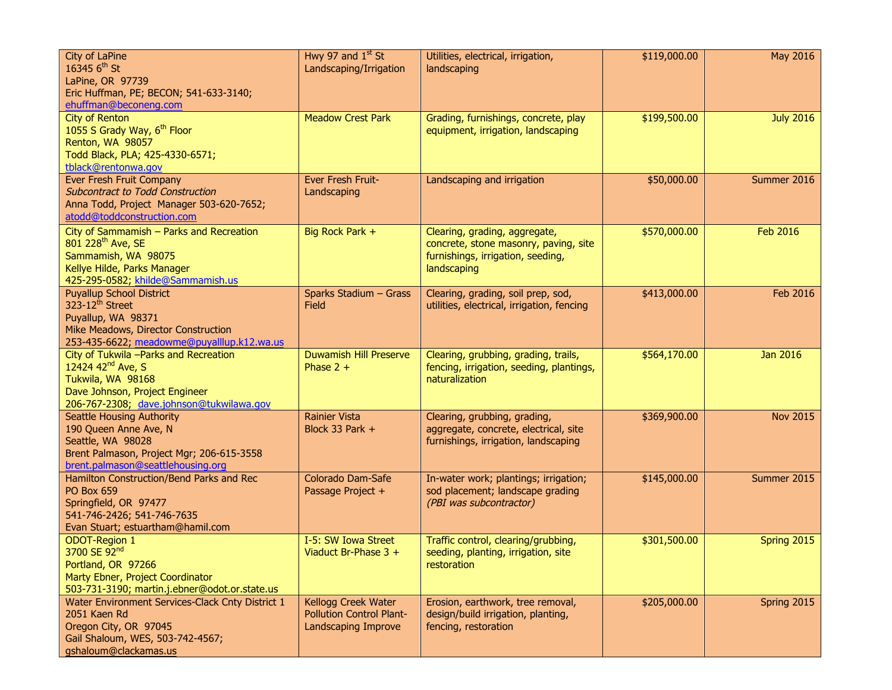| | | | | |
|---|---|---|---|---|
| City of LaPine<br>16345 6th St<br>LaPine, OR 97739<br>Eric Huffman, PE; BECON; 541-633-3140;<br>ehuffman@beconeng.com | Hwy 97 and 1st St Landscaping/Irrigation | Utilities, electrical, irrigation, landscaping | $119,000.00 | May 2016 |
| City of Renton<br>1055 S Grady Way, 6th Floor<br>Renton, WA 98057<br>Todd Black, PLA; 425-4330-6571;<br>tblack@rentonwa.gov | Meadow Crest Park | Grading, furnishings, concrete, play equipment, irrigation, landscaping | $199,500.00 | July 2016 |
| Ever Fresh Fruit Company<br>*Subcontract to Todd Construction*<br>Anna Todd, Project Manager 503-620-7652;<br>atodd@toddconstruction.com | Ever Fresh Fruit- Landscaping | Landscaping and irrigation | $50,000.00 | Summer 2016 |
| City of Sammamish – Parks and Recreation<br>801 228th Ave, SE<br>Sammamish, WA 98075<br>Kellye Hilde, Parks Manager<br>425-295-0582; khilde@Sammamish.us | Big Rock Park + | Clearing, grading, aggregate, concrete, stone masonry, paving, site furnishings, irrigation, seeding, landscaping | $570,000.00 | Feb 2016 |
| Puyallup School District<br>323-12th Street<br>Puyallup, WA 98371<br>Mike Meadows, Director Construction<br>253-435-6622; meadowme@puyallup.k12.wa.us | Sparks Stadium – Grass Field | Clearing, grading, soil prep, sod, utilities, electrical, irrigation, fencing | $413,000.00 | Feb 2016 |
| City of Tukwila –Parks and Recreation<br>12424 42nd Ave, S<br>Tukwila, WA 98168<br>Dave Johnson, Project Engineer<br>206-767-2308; dave.johnson@tukwilawa.gov | Duwamish Hill Preserve Phase 2 + | Clearing, grubbing, grading, trails, fencing, irrigation, seeding, plantings, naturalization | $564,170.00 | Jan 2016 |
| Seattle Housing Authority<br>190 Queen Anne Ave, N<br>Seattle, WA 98028<br>Brent Palmason, Project Mgr; 206-615-3558<br>brent.palmason@seattlehousing.org | Rainier Vista Block 33 Park + | Clearing, grubbing, grading, aggregate, concrete, electrical, site furnishings, irrigation, landscaping | $369,900.00 | Nov 2015 |
| Hamilton Construction/Bend Parks and Rec<br>PO Box 659<br>Springfield, OR 97477<br>541-746-2426; 541-746-7635<br>Evan Stuart; estuartham@hamil.com | Colorado Dam-Safe Passage Project + | In-water work; plantings; irrigation; sod placement; landscape grading *(PBI was subcontractor)* | $145,000.00 | Summer 2015 |
| ODOT-Region 1<br>3700 SE 92nd<br>Portland, OR 97266<br>Marty Ebner, Project Coordinator<br>503-731-3190; martin.j.ebner@odot.or.state.us | I-5: SW Iowa Street Viaduct Br-Phase 3 + | Traffic control, clearing/grubbing, seeding, planting, irrigation, site restoration | $301,500.00 | Spring 2015 |
| Water Environment Services-Clack Cnty District 1<br>2051 Kaen Rd<br>Oregon City, OR 97045<br>Gail Shaloum, WES, 503-742-4567;<br>gshaloum@clackamas.us | Kellogg Creek Water Pollution Control Plant- Landscaping Improve | Erosion, earthwork, tree removal, design/build irrigation, planting, fencing, restoration | $205,000.00 | Spring 2015 |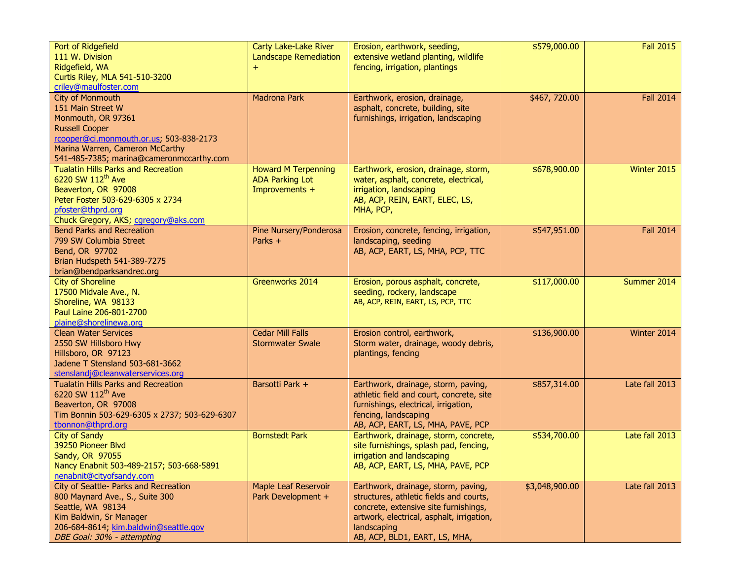| | | | | |
|---|---|---|---|---|
| Port of Ridgefield<br>111 W. Division<br>Ridgefield, WA<br>Curtis Riley, MLA 541-510-3200<br>criley@maulfoster.com | Carty Lake-Lake River Landscape Remediation + | Erosion, earthwork, seeding, extensive wetland planting, wildlife fencing, irrigation, plantings | $579,000.00 | Fall 2015 |
| City of Monmouth<br>151 Main Street W<br>Monmouth, OR 97361<br>Russell Cooper<br>rcooper@ci.monmouth.or.us; 503-838-2173<br>Marina Warren, Cameron McCarthy<br>541-485-7385; marina@cameronmccarthy.com | Madrona Park | Earthwork, erosion, drainage, asphalt, concrete, building, site furnishings, irrigation, landscaping | $467, 720.00 | Fall 2014 |
| Tualatin Hills Parks and Recreation<br>6220 SW 112th Ave<br>Beaverton, OR 97008<br>Peter Foster 503-629-6305 x 2734<br>pfoster@thprd.org<br>Chuck Gregory, AKS; cgregory@aks.com | Howard M Terpenning ADA Parking Lot Improvements + | Earthwork, erosion, drainage, storm, water, asphalt, concrete, electrical, irrigation, landscaping<br>AB, ACP, REIN, EART, ELEC, LS, MHA, PCP, | $678,900.00 | Winter 2015 |
| Bend Parks and Recreation<br>799 SW Columbia Street<br>Bend, OR 97702<br>Brian Hudspeth 541-389-7275<br>brian@bendparksandrec.org | Pine Nursery/Ponderosa Parks + | Erosion, concrete, fencing, irrigation, landscaping, seeding<br>AB, ACP, EART, LS, MHA, PCP, TTC | $547,951.00 | Fall 2014 |
| City of Shoreline<br>17500 Midvale Ave., N.<br>Shoreline, WA 98133<br>Paul Laine 206-801-2700<br>plaine@shorelinewa.org | Greenworks 2014 | Erosion, porous asphalt, concrete, seeding, rockery, landscape<br>AB, ACP, REIN, EART, LS, PCP, TTC | $117,000.00 | Summer 2014 |
| Clean Water Services<br>2550 SW Hillsboro Hwy<br>Hillsboro, OR 97123<br>Jadene T Stensland 503-681-3662<br>stenslandj@cleanwaterservices.org | Cedar Mill Falls Stormwater Swale | Erosion control, earthwork,<br>Storm water, drainage, woody debris, plantings, fencing | $136,900.00 | Winter 2014 |
| Tualatin Hills Parks and Recreation<br>6220 SW 112th Ave<br>Beaverton, OR 97008<br>Tim Bonnin 503-629-6305 x 2737; 503-629-6307<br>tbonnon@thprd.org | Barsotti Park + | Earthwork, drainage, storm, paving, athletic field and court, concrete, site furnishings, electrical, irrigation, fencing, landscaping<br>AB, ACP, EART, LS, MHA, PAVE, PCP | $857,314.00 | Late fall 2013 |
| City of Sandy<br>39250 Pioneer Blvd<br>Sandy, OR 97055<br>Nancy Enabnit 503-489-2157; 503-668-5891<br>nenabnit@cityofsandy.com | Bornstedt Park | Earthwork, drainage, storm, concrete, site furnishings, splash pad, fencing, irrigation and landscaping<br>AB, ACP, EART, LS, MHA, PAVE, PCP | $534,700.00 | Late fall 2013 |
| City of Seattle- Parks and Recreation<br>800 Maynard Ave., S., Suite 300<br>Seattle, WA 98134<br>Kim Baldwin, Sr Manager<br>206-684-8614; kim.baldwin@seattle.gov<br>*DBE Goal: 30% - attempting* | Maple Leaf Reservoir Park Development + | Earthwork, drainage, storm, paving, structures, athletic fields and courts, concrete, extensive site furnishings, artwork, electrical, asphalt, irrigation, landscaping<br>AB, ACP, BLD1, EART, LS, MHA, | $3,048,900.00 | Late fall 2013 |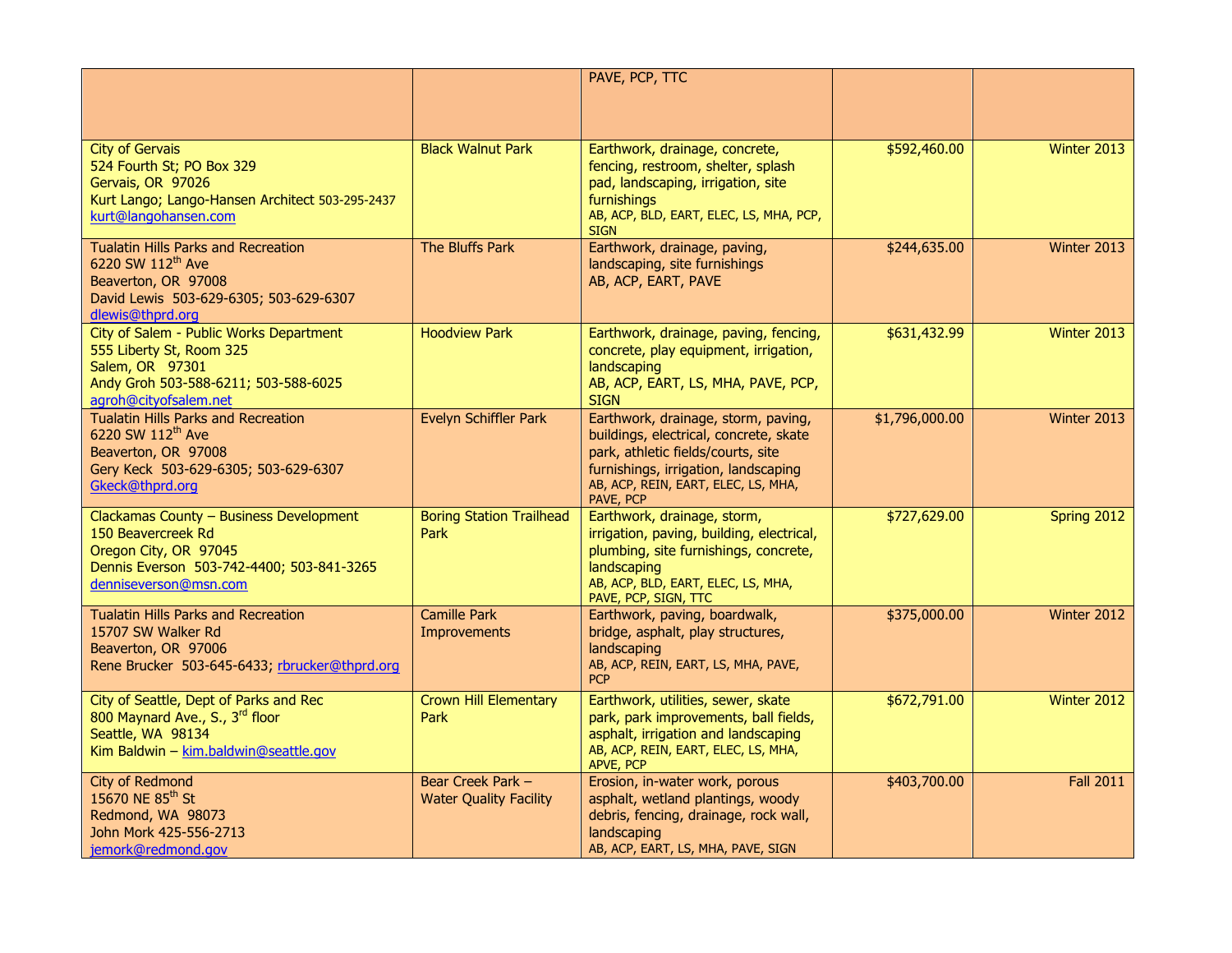| | | | | |
|---|---|---|---|---|
| | | PAVE, PCP, TTC | | |
| City of Gervais<br>524 Fourth St; PO Box 329<br>Gervais, OR 97026<br>Kurt Lango; Lango-Hansen Architect 503-295-2437<br>kurt@langohansen.com | Black Walnut Park | Earthwork, drainage, concrete, fencing, restroom, shelter, splash pad, landscaping, irrigation, site furnishings<br>AB, ACP, BLD, EART, ELEC, LS, MHA, PCP, SIGN | $592,460.00 | Winter 2013 |
| Tualatin Hills Parks and Recreation<br>6220 SW 112th Ave<br>Beaverton, OR 97008<br>David Lewis 503-629-6305; 503-629-6307<br>dlewis@thprd.org | The Bluffs Park | Earthwork, drainage, paving, landscaping, site furnishings<br>AB, ACP, EART, PAVE | $244,635.00 | Winter 2013 |
| City of Salem - Public Works Department<br>555 Liberty St, Room 325<br>Salem, OR 97301<br>Andy Groh 503-588-6211; 503-588-6025<br>agroh@cityofsalem.net | Hoodview Park | Earthwork, drainage, paving, fencing, concrete, play equipment, irrigation, landscaping<br>AB, ACP, EART, LS, MHA, PAVE, PCP, SIGN | $631,432.99 | Winter 2013 |
| Tualatin Hills Parks and Recreation<br>6220 SW 112th Ave<br>Beaverton, OR 97008<br>Gery Keck 503-629-6305; 503-629-6307<br>Gkeck@thprd.org | Evelyn Schiffler Park | Earthwork, drainage, storm, paving, buildings, electrical, concrete, skate park, athletic fields/courts, site furnishings, irrigation, landscaping<br>AB, ACP, REIN, EART, ELEC, LS, MHA, PAVE, PCP | $1,796,000.00 | Winter 2013 |
| Clackamas County – Business Development<br>150 Beavercreek Rd<br>Oregon City, OR 97045<br>Dennis Everson 503-742-4400; 503-841-3265<br>denniseverson@msn.com | Boring Station Trailhead Park | Earthwork, drainage, storm, irrigation, paving, building, electrical, plumbing, site furnishings, concrete, landscaping<br>AB, ACP, BLD, EART, ELEC, LS, MHA, PAVE, PCP, SIGN, TTC | $727,629.00 | Spring 2012 |
| Tualatin Hills Parks and Recreation<br>15707 SW Walker Rd<br>Beaverton, OR 97006<br>Rene Brucker 503-645-6433; rbrucker@thprd.org | Camille Park Improvements | Earthwork, paving, boardwalk, bridge, asphalt, play structures, landscaping<br>AB, ACP, REIN, EART, LS, MHA, PAVE, PCP | $375,000.00 | Winter 2012 |
| City of Seattle, Dept of Parks and Rec<br>800 Maynard Ave., S., 3rd floor<br>Seattle, WA 98134<br>Kim Baldwin – kim.baldwin@seattle.gov | Crown Hill Elementary Park | Earthwork, utilities, sewer, skate park, park improvements, ball fields, asphalt, irrigation and landscaping<br>AB, ACP, REIN, EART, ELEC, LS, MHA, APVE, PCP | $672,791.00 | Winter 2012 |
| City of Redmond<br>15670 NE 85th St<br>Redmond, WA 98073<br>John Mork 425-556-2713<br>jemork@redmond.gov | Bear Creek Park – Water Quality Facility | Erosion, in-water work, porous asphalt, wetland plantings, woody debris, fencing, drainage, rock wall, landscaping<br>AB, ACP, EART, LS, MHA, PAVE, SIGN | $403,700.00 | Fall 2011 |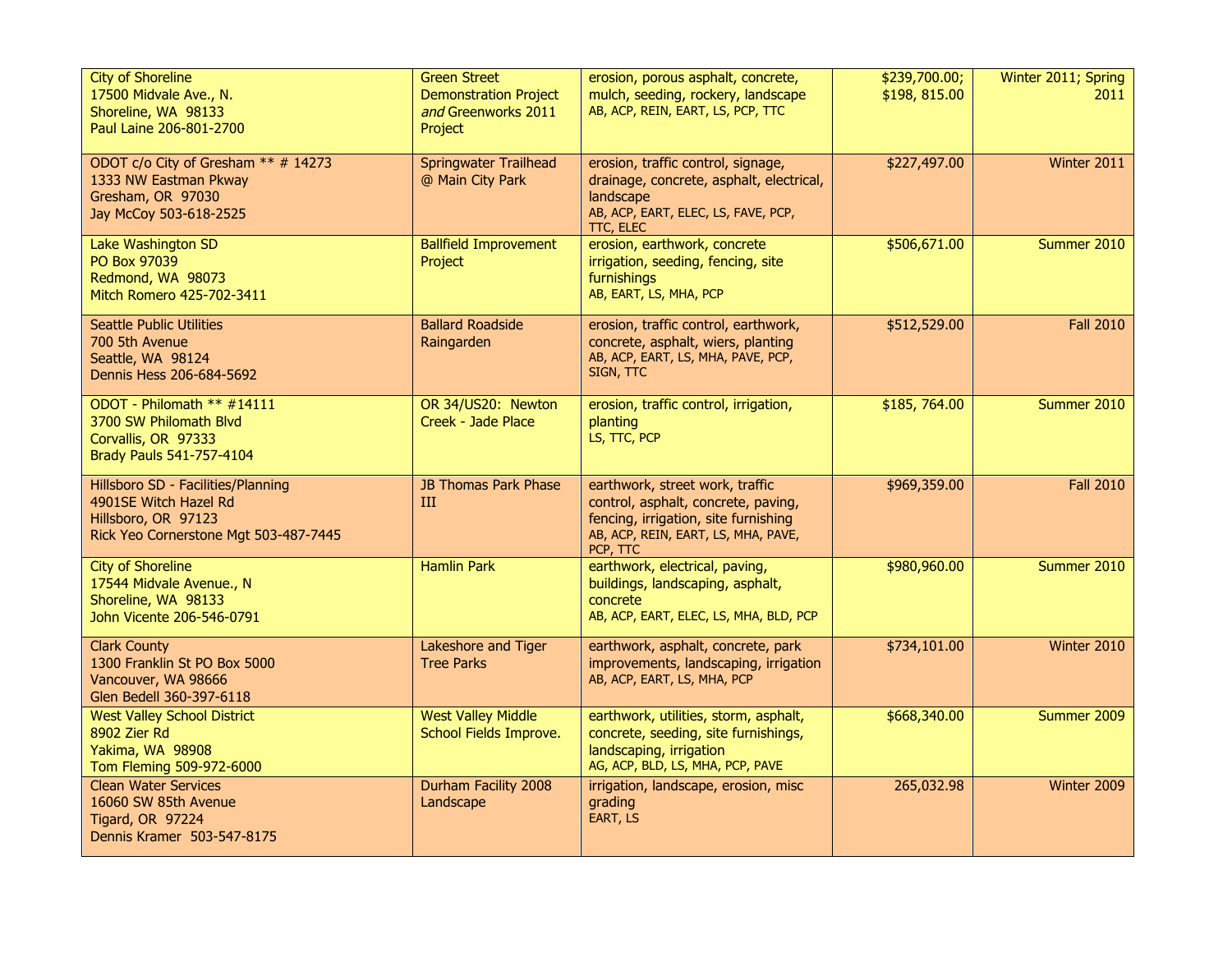| | | | | |
|---|---|---|---|---|
| City of Shoreline<br>17500 Midvale Ave., N.<br>Shoreline, WA 98133<br>Paul Laine 206-801-2700 | Green Street Demonstration Project *and* Greenworks 2011 Project | erosion, porous asphalt, concrete, mulch, seeding, rockery, landscape<br>AB, ACP, REIN, EART, LS, PCP, TTC | $239,700.00; $198, 815.00 | Winter 2011; Spring 2011 |
| ODOT c/o City of Gresham ** # 14273<br>1333 NW Eastman Pkway<br>Gresham, OR 97030<br>Jay McCoy 503-618-2525 | Springwater Trailhead @ Main City Park | erosion, traffic control, signage, drainage, concrete, asphalt, electrical, landscape<br>AB, ACP, EART, ELEC, LS, FAVE, PCP, TTC, ELEC | $227,497.00 | Winter 2011 |
| Lake Washington SD<br>PO Box 97039<br>Redmond, WA 98073<br>Mitch Romero 425-702-3411 | Ballfield Improvement Project | erosion, earthwork, concrete irrigation, seeding, fencing, site furnishings<br>AB, EART, LS, MHA, PCP | $506,671.00 | Summer 2010 |
| Seattle Public Utilities<br>700 5th Avenue<br>Seattle, WA 98124<br>Dennis Hess 206-684-5692 | Ballard Roadside Raingarden | erosion, traffic control, earthwork, concrete, asphalt, wiers, planting<br>AB, ACP, EART, LS, MHA, PAVE, PCP, SIGN, TTC | $512,529.00 | Fall 2010 |
| ODOT - Philomath ** #14111<br>3700 SW Philomath Blvd<br>Corvallis, OR 97333<br>Brady Pauls 541-757-4104 | OR 34/US20: Newton Creek - Jade Place | erosion, traffic control, irrigation, planting<br>LS, TTC, PCP | $185, 764.00 | Summer 2010 |
| Hillsboro SD - Facilities/Planning<br>4901SE Witch Hazel Rd<br>Hillsboro, OR 97123<br>Rick Yeo Cornerstone Mgt 503-487-7445 | JB Thomas Park Phase III | earthwork, street work, traffic control, asphalt, concrete, paving, fencing, irrigation, site furnishing<br>AB, ACP, REIN, EART, LS, MHA, PAVE, PCP, TTC | $969,359.00 | Fall 2010 |
| City of Shoreline<br>17544 Midvale Avenue., N<br>Shoreline, WA 98133<br>John Vicente 206-546-0791 | Hamlin Park | earthwork, electrical, paving, buildings, landscaping, asphalt, concrete<br>AB, ACP, EART, ELEC, LS, MHA, BLD, PCP | $980,960.00 | Summer 2010 |
| Clark County<br>1300 Franklin St PO Box 5000<br>Vancouver, WA 98666<br>Glen Bedell 360-397-6118 | Lakeshore and Tiger Tree Parks | earthwork, asphalt, concrete, park improvements, landscaping, irrigation<br>AB, ACP, EART, LS, MHA, PCP | $734,101.00 | Winter 2010 |
| West Valley School District<br>8902 Zier Rd<br>Yakima, WA 98908<br>Tom Fleming 509-972-6000 | West Valley Middle School Fields Improve. | earthwork, utilities, storm, asphalt, concrete, seeding, site furnishings, landscaping, irrigation<br>AG, ACP, BLD, LS, MHA, PCP, PAVE | $668,340.00 | Summer 2009 |
| Clean Water Services<br>16060 SW 85th Avenue<br>Tigard, OR 97224<br>Dennis Kramer 503-547-8175 | Durham Facility 2008 Landscape | irrigation, landscape, erosion, misc grading<br>EART, LS | 265,032.98 | Winter 2009 |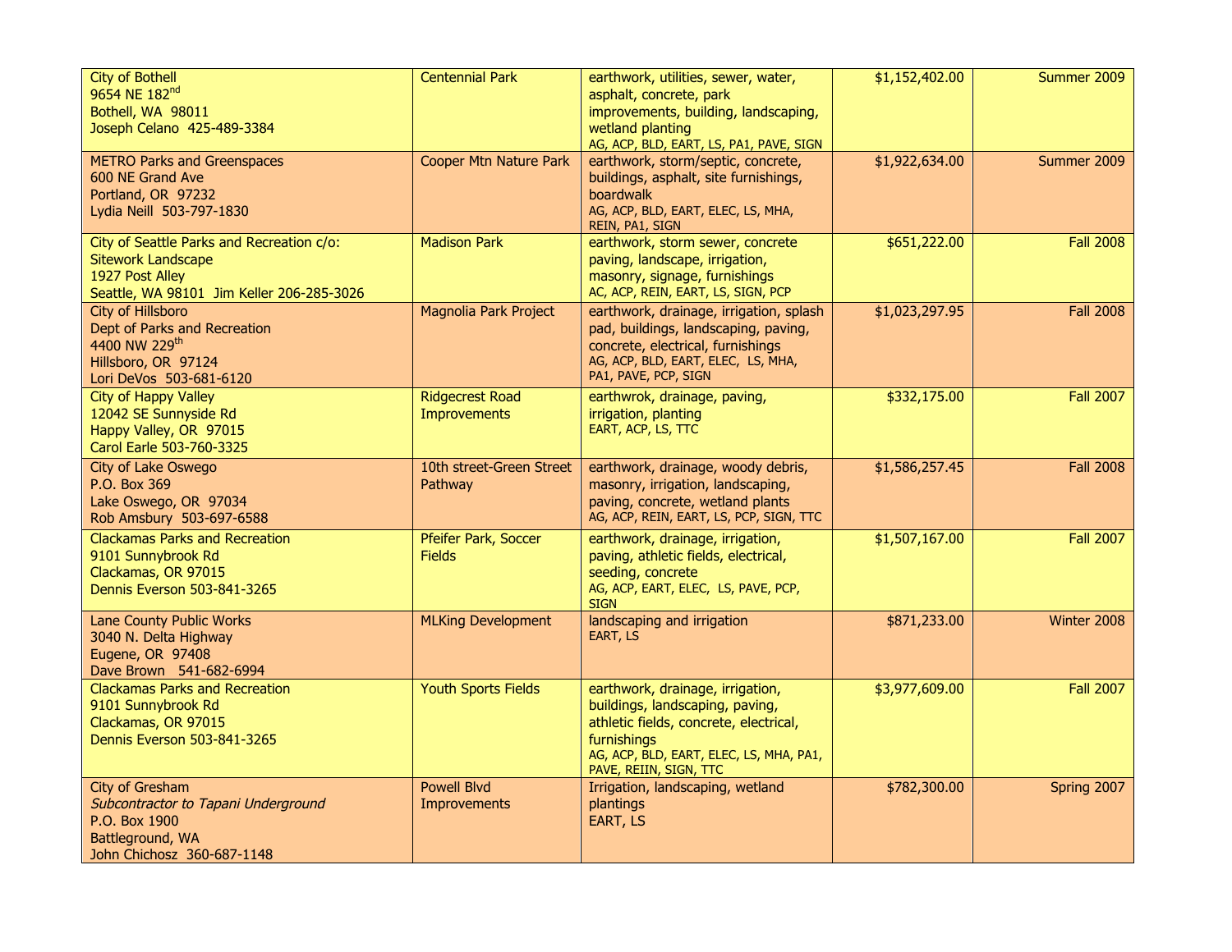| | | | | |
|---|---|---|---|---|
| City of Bothell<br>9654 NE 182nd<br>Bothell, WA 98011<br>Joseph Celano 425-489-3384 | Centennial Park | earthwork, utilities, sewer, water, asphalt, concrete, park improvements, building, landscaping, wetland planting<br>AG, ACP, BLD, EART, LS, PA1, PAVE, SIGN | $1,152,402.00 | Summer 2009 |
| METRO Parks and Greenspaces<br>600 NE Grand Ave<br>Portland, OR 97232<br>Lydia Neill 503-797-1830 | Cooper Mtn Nature Park | earthwork, storm/septic, concrete, buildings, asphalt, site furnishings, boardwalk<br>AG, ACP, BLD, EART, ELEC, LS, MHA, REIN, PA1, SIGN | $1,922,634.00 | Summer 2009 |
| City of Seattle Parks and Recreation c/o:<br>Sitework Landscape<br>1927 Post Alley<br>Seattle, WA 98101 Jim Keller 206-285-3026 | Madison Park | earthwork, storm sewer, concrete paving, landscape, irrigation, masonry, signage, furnishings<br>AC, ACP, REIN, EART, LS, SIGN, PCP | $651,222.00 | Fall 2008 |
| City of Hillsboro<br>Dept of Parks and Recreation<br>4400 NW 229th<br>Hillsboro, OR 97124<br>Lori DeVos 503-681-6120 | Magnolia Park Project | earthwork, drainage, irrigation, splash pad, buildings, landscaping, paving, concrete, electrical, furnishings<br>AG, ACP, BLD, EART, ELEC, LS, MHA, PA1, PAVE, PCP, SIGN | $1,023,297.95 | Fall 2008 |
| City of Happy Valley<br>12042 SE Sunnyside Rd<br>Happy Valley, OR 97015<br>Carol Earle 503-760-3325 | Ridgecrest Road Improvements | earthwrok, drainage, paving, irrigation, planting<br>EART, ACP, LS, TTC | $332,175.00 | Fall 2007 |
| City of Lake Oswego<br>P.O. Box 369<br>Lake Oswego, OR 97034<br>Rob Amsbury 503-697-6588 | 10th street-Green Street Pathway | earthwork, drainage, woody debris, masonry, irrigation, landscaping, paving, concrete, wetland plants<br>AG, ACP, REIN, EART, LS, PCP, SIGN, TTC | $1,586,257.45 | Fall 2008 |
| Clackamas Parks and Recreation<br>9101 Sunnybrook Rd<br>Clackamas, OR 97015<br>Dennis Everson 503-841-3265 | Pfeifer Park, Soccer Fields | earthwork, drainage, irrigation, paving, athletic fields, electrical, seeding, concrete<br>AG, ACP, EART, ELEC, LS, PAVE, PCP, SIGN | $1,507,167.00 | Fall 2007 |
| Lane County Public Works<br>3040 N. Delta Highway<br>Eugene, OR 97408<br>Dave Brown 541-682-6994 | MLKing Development | landscaping and irrigation<br>EART, LS | $871,233.00 | Winter 2008 |
| Clackamas Parks and Recreation<br>9101 Sunnybrook Rd<br>Clackamas, OR 97015<br>Dennis Everson 503-841-3265 | Youth Sports Fields | earthwork, drainage, irrigation, buildings, landscaping, paving, athletic fields, concrete, electrical, furnishings<br>AG, ACP, BLD, EART, ELEC, LS, MHA, PA1, PAVE, REIIN, SIGN, TTC | $3,977,609.00 | Fall 2007 |
| City of Gresham<br>*Subcontractor to Tapani Underground*<br>P.O. Box 1900<br>Battleground, WA<br>John Chichosz 360-687-1148 | Powell Blvd Improvements | Irrigation, landscaping, wetland plantings<br>EART, LS | $782,300.00 | Spring 2007 |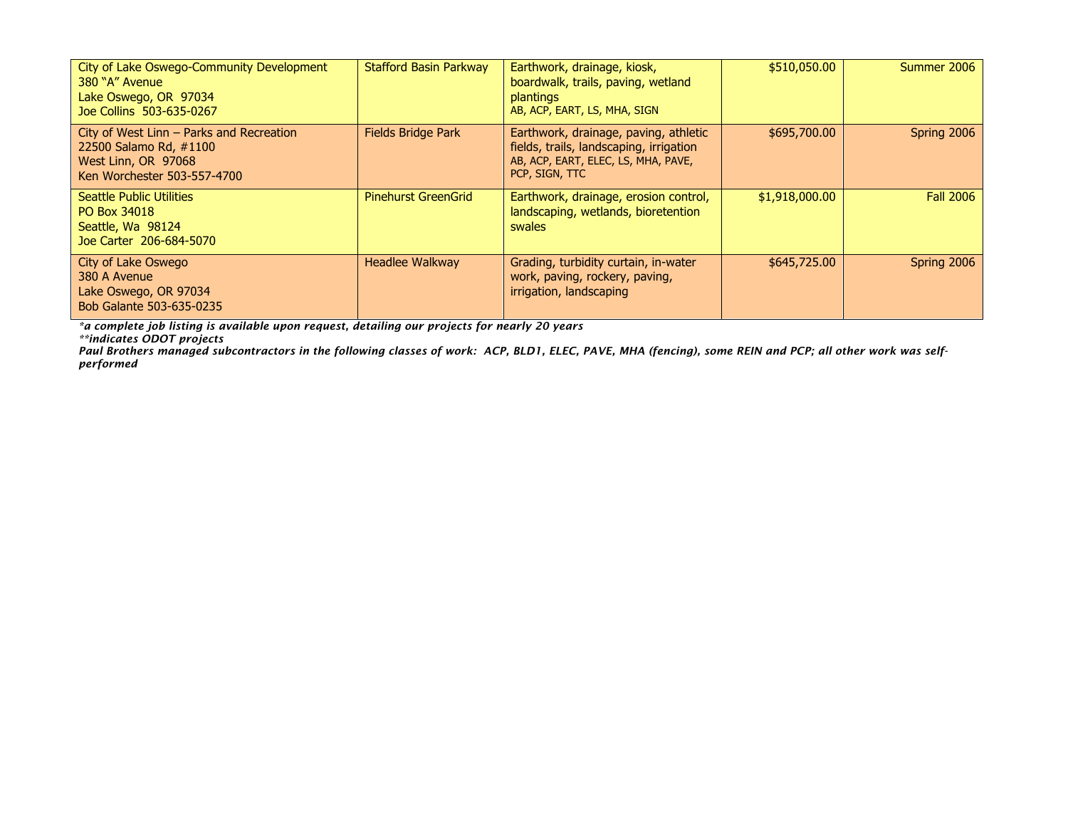| | | | | |
|---|---|---|---|---|
| City of Lake Oswego-Community Development<br>380 "A" Avenue<br>Lake Oswego, OR 97034<br>Joe Collins 503-635-0267 | Stafford Basin Parkway | Earthwork, drainage, kiosk, boardwalk, trails, paving, wetland plantings<br>AB, ACP, EART, LS, MHA, SIGN | $510,050.00 | Summer 2006 |
| City of West Linn – Parks and Recreation<br>22500 Salamo Rd, #1100<br>West Linn, OR 97068<br>Ken Worchester 503-557-4700 | Fields Bridge Park | Earthwork, drainage, paving, athletic fields, trails, landscaping, irrigation<br>AB, ACP, EART, ELEC, LS, MHA, PAVE, PCP, SIGN, TTC | $695,700.00 | Spring 2006 |
| Seattle Public Utilities<br>PO Box 34018<br>Seattle, Wa 98124<br>Joe Carter 206-684-5070 | Pinehurst GreenGrid | Earthwork, drainage, erosion control, landscaping, wetlands, bioretention swales | $1,918,000.00 | Fall 2006 |
| City of Lake Oswego<br>380 A Avenue<br>Lake Oswego, OR 97034<br>Bob Galante 503-635-0235 | Headlee Walkway | Grading, turbidity curtain, in-water work, paving, rockery, paving, irrigation, landscaping | $645,725.00 | Spring 2006 |

***a complete job listing is available upon request, detailing our projects for nearly 20 years***

****indicates ODOT projects***

***Paul Brothers managed subcontractors in the following classes of work: ACP, BLD1, ELEC, PAVE, MHA (fencing), some REIN and PCP; all other work was self-performed***